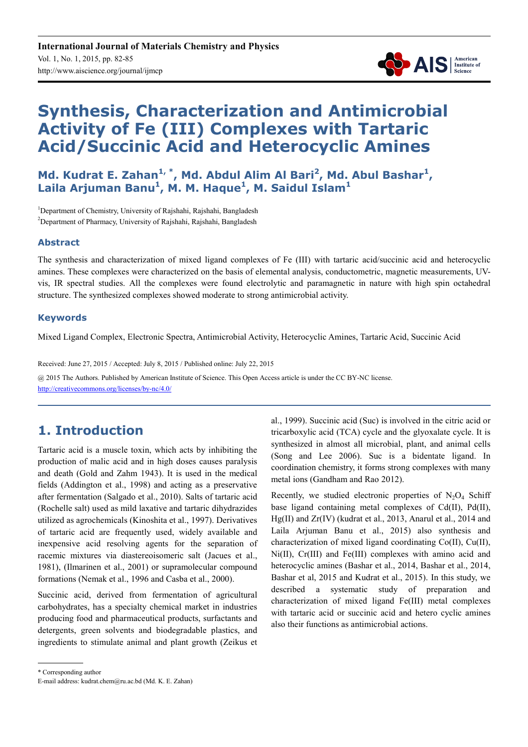# Synthesis, Characterization and Antimicrobial Activity of Fe (III) Complexes with Tartaric Acid/Succinic Acid and Heterocyclic Amines

**Md. Kudrat E. Zahan[1, *], Md. Abdul Alim Al Bari[2], Md. Abul Bashar[1], Laila Arjuman Banu[1], M. M. Haque[1], M. Saidul Islam[1]**

[1]Department of Chemistry, University of Rajshahi, Rajshahi, Bangladesh

[2]Department of Pharmacy, University of Rajshahi, Rajshahi, Bangladesh

### Abstract

The synthesis and characterization of mixed ligand complexes of Fe (III) with tartaric acid/succinic acid and heterocyclic amines. These complexes were characterized on the basis of elemental analysis, conductometric, magnetic measurements, UV-vis, IR spectral studies. All the complexes were found electrolytic and paramagnetic in nature with high spin octahedral structure. The synthesized complexes showed moderate to strong antimicrobial activity.

### Keywords

Mixed Ligand Complex, Electronic Spectra, Antimicrobial Activity, Heterocyclic Amines, Tartaric Acid, Succinic Acid

Received: June 27, 2015 / Accepted: July 8, 2015 / Published online: July 22, 2015

@ 2015 The Authors. Published by American Institute of Science. This Open Access article is under the CC BY-NC license. http://creativecommons.org/licenses/by-nc/4.0/

## 1. Introduction

Tartaric acid is a muscle toxin, which acts by inhibiting the production of malic acid and in high doses causes paralysis and death (Gold and Zahm 1943). It is used in the medical fields (Addington et al., 1998) and acting as a preservative after fermentation (Salgado et al., 2010). Salts of tartaric acid (Rochelle salt) used as mild laxative and tartaric dihydrazides utilized as agrochemicals (Kinoshita et al., 1997). Derivatives of tartaric acid are frequently used, widely available and inexpensive acid resolving agents for the separation of racemic mixtures via diastereoisomeric salt (Jacues et al., 1981), (Ilmarinen et al., 2001) or supramolecular compound formations (Nemak et al., 1996 and Casba et al., 2000).

Succinic acid, derived from fermentation of agricultural carbohydrates, has a specialty chemical market in industries producing food and pharmaceutical products, surfactants and detergents, green solvents and biodegradable plastics, and ingredients to stimulate animal and plant growth (Zeikus et al., 1999). Succinic acid (Suc) is involved in the citric acid or tricarboxylic acid (TCA) cycle and the glyoxalate cycle. It is synthesized in almost all microbial, plant, and animal cells (Song and Lee 2006). Suc is a bidentate ligand. In coordination chemistry, it forms strong complexes with many metal ions (Gandham and Rao 2012).

Recently, we studied electronic properties of $N_2O_4$ Schiff base ligand containing metal complexes of Cd(II), Pd(II), Hg(II) and Zr(IV) (kudrat et al., 2013, Anarul et al., 2014 and Laila Arjuman Banu et al., 2015) also synthesis and characterization of mixed ligand coordinating Co(II), Cu(II), Ni(II), Cr(III) and Fe(III) complexes with amino acid and heterocyclic amines (Bashar et al., 2014, Bashar et al., 2014, Bashar et al, 2015 and Kudrat et al., 2015). In this study, we described a systematic study of preparation and characterization of mixed ligand Fe(III) metal complexes with tartaric acid or succinic acid and hetero cyclic amines also their functions as antimicrobial actions.

* Corresponding author

E-mail address: kudrat.chem@ru.ac.bd (Md. K. E. Zahan)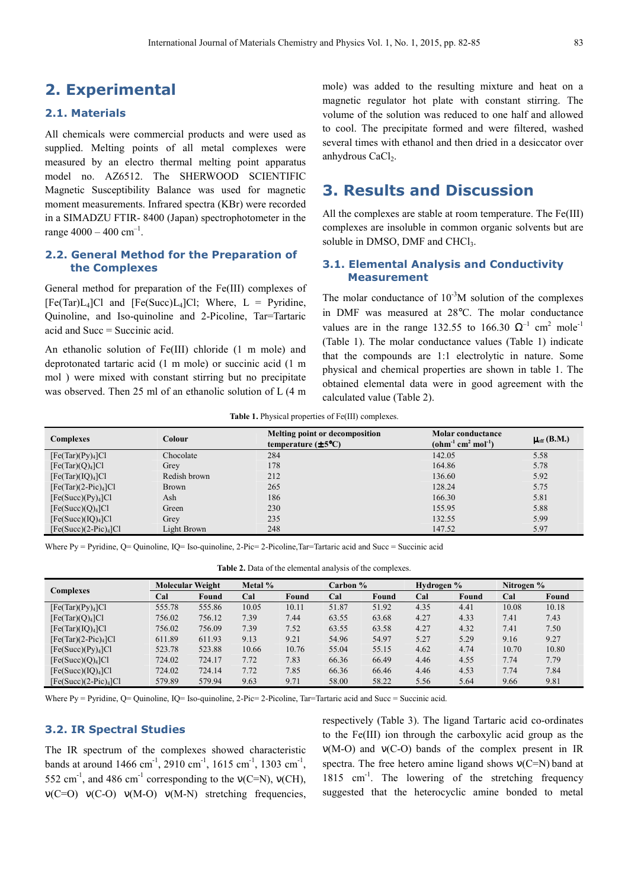## 2. Experimental

### 2.1. Materials

All chemicals were commercial products and were used as supplied. Melting points of all metal complexes were measured by an electro thermal melting point apparatus model no. AZ6512. The SHERWOOD SCIENTIFIC Magnetic Susceptibility Balance was used for magnetic moment measurements. Infrared spectra (KBr) were recorded in a SIMADZU FTIR- 8400 (Japan) spectrophotometer in the range 4000 – 400 $cm^{-1}$.

### 2.2. General Method for the Preparation of the Complexes

General method for preparation of the Fe(III) complexes of $[Fe(Tar)L_4]Cl$ and $[Fe(Succ)L_4]Cl$; Where, L = Pyridine, Quinoline, and Iso-quinoline and 2-Picoline, Tar=Tartaric acid and Succ = Succinic acid.

An ethanolic solution of Fe(III) chloride (1 m mole) and deprotonated tartaric acid (1 m mole) or succinic acid (1 m mol ) were mixed with constant stirring but no precipitate was observed. Then 25 ml of an ethanolic solution of L (4 m mole) was added to the resulting mixture and heat on a magnetic regulator hot plate with constant stirring. The volume of the solution was reduced to one half and allowed to cool. The precipitate formed and were filtered, washed several times with ethanol and then dried in a desiccator over anhydrous $CaCl_2$.

## 3. Results and Discussion

All the complexes are stable at room temperature. The Fe(III) complexes are insoluble in common organic solvents but are soluble in DMSO, DMF and $CHCl_3$.

### 3.1. Elemental Analysis and Conductivity Measurement

The molar conductance of $10^{-3}$M solution of the complexes in DMF was measured at 28°C. The molar conductance values are in the range 132.55 to 166.30 $\Omega^{-1}$ $cm^2$ $mole^{-1}$ (Table 1). The molar conductance values (Table 1) indicate that the compounds are 1:1 electrolytic in nature. Some physical and chemical properties are shown in table 1. The obtained elemental data were in good agreement with the calculated value (Table 2).

**Table 1.** Physical properties of Fe(III) complexes.

| Complexes | Colour | Melting point or decomposition temperature (±5°C) | Molar conductance ($ohm^{-1}$ $cm^2$ $mol^{-1}$) | $\mu_{eff}$ (B.M.) |
|---|---|---|---|---|
| $[Fe(Tar)(Py)_4]Cl$ | Chocolate | 284 | 142.05 | 5.58 |
| $[Fe(Tar)(Q)_4]Cl$ | Grey | 178 | 164.86 | 5.78 |
| $[Fe(Tar)(IQ)_4]Cl$ | Redish brown | 212 | 136.60 | 5.92 |
| $[Fe(Tar)(2\text{-}Pic)_4]Cl$ | Brown | 265 | 128.24 | 5.75 |
| $[Fe(Succ)(Py)_4]Cl$ | Ash | 186 | 166.30 | 5.81 |
| $[Fe(Succ)(Q)_4]Cl$ | Green | 230 | 155.95 | 5.88 |
| $[Fe(Succ)(IQ)_4]Cl$ | Grey | 235 | 132.55 | 5.99 |
| $[Fe(Succ)(2\text{-}Pic)_4]Cl$ | Light Brown | 248 | 147.52 | 5.97 |

Where Py = Pyridine, Q= Quinoline, IQ= Iso-quinoline, 2-Pic= 2-Picoline,Tar=Tartaric acid and Succ = Succinic acid

**Table 2.** Data of the elemental analysis of the complexes.

| Complexes | Molecular Weight | | Metal % | | Carbon % | | Hydrogen % | | Nitrogen % | |
|---|---|---|---|---|---|---|---|---|---|---|
| | Cal | Found | Cal | Found | Cal | Found | Cal | Found | Cal | Found |
| $[Fe(Tar)(Py)_4]Cl$ | 555.78 | 555.86 | 10.05 | 10.11 | 51.87 | 51.92 | 4.35 | 4.41 | 10.08 | 10.18 |
| $[Fe(Tar)(Q)_4]Cl$ | 756.02 | 756.12 | 7.39 | 7.44 | 63.55 | 63.68 | 4.27 | 4.33 | 7.41 | 7.43 |
| $[Fe(Tar)(IQ)_4]Cl$ | 756.02 | 756.09 | 7.39 | 7.52 | 63.55 | 63.58 | 4.27 | 4.32 | 7.41 | 7.50 |
| $[Fe(Tar)(2\text{-}Pic)_4]Cl$ | 611.89 | 611.93 | 9.13 | 9.21 | 54.96 | 54.97 | 5.27 | 5.29 | 9.16 | 9.27 |
| $[Fe(Succ)(Py)_4]Cl$ | 523.78 | 523.88 | 10.66 | 10.76 | 55.04 | 55.15 | 4.62 | 4.74 | 10.70 | 10.80 |
| $[Fe(Succ)(Q)_4]Cl$ | 724.02 | 724.17 | 7.72 | 7.83 | 66.36 | 66.49 | 4.46 | 4.55 | 7.74 | 7.79 |
| $[Fe(Succ)(IQ)_4]Cl$ | 724.02 | 724.14 | 7.72 | 7.85 | 66.36 | 66.46 | 4.46 | 4.53 | 7.74 | 7.84 |
| $[Fe(Succ)(2\text{-}Pic)_4]Cl$ | 579.89 | 579.94 | 9.63 | 9.71 | 58.00 | 58.22 | 5.56 | 5.64 | 9.66 | 9.81 |

Where Py = Pyridine, Q= Quinoline, IQ= Iso-quinoline, 2-Pic= 2-Picoline, Tar=Tartaric acid and Succ = Succinic acid.

### 3.2. IR Spectral Studies

The IR spectrum of the complexes showed characteristic bands at around 1466 $cm^{-1}$, 2910 $cm^{-1}$, 1615 $cm^{-1}$, 1303 $cm^{-1}$, 552 $cm^{-1}$, and 486 $cm^{-1}$ corresponding to the ν(C=N), ν(CH), ν(C=O) ν(C-O) ν(M-O) ν(M-N) stretching frequencies, respectively (Table 3). The ligand Tartaric acid co-ordinates to the Fe(III) ion through the carboxylic acid group as the ν(M-O) and ν(C-O) bands of the complex present in IR spectra. The free hetero amine ligand shows ν(C=N) band at 1815 $cm^{-1}$. The lowering of the stretching frequency suggested that the heterocyclic amine bonded to metal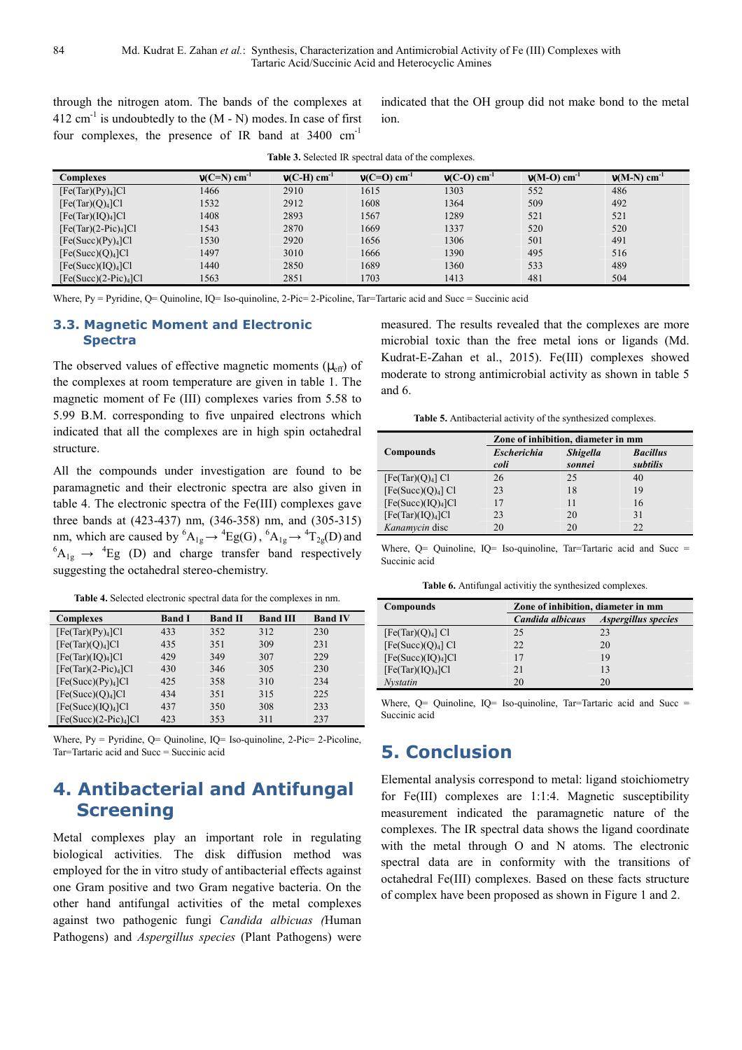through the nitrogen atom. The bands of the complexes at 412 $cm^{-1}$ is undoubtedly to the (M - N) modes. In case of first four complexes, the presence of IR band at 3400 $cm^{-1}$ indicated that the OH group did not make bond to the metal ion.

**Table 3.** Selected IR spectral data of the complexes.

| Complexes | ν(C=N) $cm^{-1}$ | ν(C-H) $cm^{-1}$ | ν(C=O) $cm^{-1}$ | ν(C-O) $cm^{-1}$ | ν(M-O) $cm^{-1}$ | ν(M-N) $cm^{-1}$ |
|---|---|---|---|---|---|---|
| $[Fe(Tar)(Py)_4]Cl$ | 1466 | 2910 | 1615 | 1303 | 552 | 486 |
| $[Fe(Tar)(Q)_4]Cl$ | 1532 | 2912 | 1608 | 1364 | 509 | 492 |
| $[Fe(Tar)(IQ)_4]Cl$ | 1408 | 2893 | 1567 | 1289 | 521 | 521 |
| $[Fe(Tar)(2\text{-}Pic)_4]Cl$ | 1543 | 2870 | 1669 | 1337 | 520 | 520 |
| $[Fe(Succ)(Py)_4]Cl$ | 1530 | 2920 | 1656 | 1306 | 501 | 491 |
| $[Fe(Succ)(Q)_4]Cl$ | 1497 | 3010 | 1666 | 1390 | 495 | 516 |
| $[Fe(Succ)(IQ)_4]Cl$ | 1440 | 2850 | 1689 | 1360 | 533 | 489 |
| $[Fe(Succ)(2\text{-}Pic)_4]Cl$ | 1563 | 2851 | 1703 | 1413 | 481 | 504 |

Where, Py = Pyridine, Q= Quinoline, IQ= Iso-quinoline, 2-Pic= 2-Picoline, Tar=Tartaric acid and Succ = Succinic acid

### 3.3. Magnetic Moment and Electronic Spectra

The observed values of effective magnetic moments ($\mu_{eff}$) of the complexes at room temperature are given in table 1. The magnetic moment of Fe (III) complexes varies from 5.58 to 5.99 B.M. corresponding to five unpaired electrons which indicated that all the complexes are in high spin octahedral structure.

All the compounds under investigation are found to be paramagnetic and their electronic spectra are also given in table 4. The electronic spectra of the Fe(III) complexes gave three bands at (423-437) nm, (346-358) nm, and (305-315) nm, which are caused by ${}^6A_{1g} \rightarrow {}^4Eg(G)$, ${}^6A_{1g} \rightarrow {}^4T_{2g}(D)$ and ${}^6A_{1g} \rightarrow {}^4Eg\ (D)$ and charge transfer band respectively suggesting the octahedral stereo-chemistry.

**Table 4.** Selected electronic spectral data for the complexes in nm.

| Complexes | Band I | Band II | Band III | Band IV |
|---|---|---|---|---|
| $[Fe(Tar)(Py)_4]Cl$ | 433 | 352 | 312 | 230 |
| $[Fe(Tar)(Q)_4]Cl$ | 435 | 351 | 309 | 231 |
| $[Fe(Tar)(IQ)_4]Cl$ | 429 | 349 | 307 | 229 |
| $[Fe(Tar)(2\text{-}Pic)_4]Cl$ | 430 | 346 | 305 | 230 |
| $[Fe(Succ)(Py)_4]Cl$ | 425 | 358 | 310 | 234 |
| $[Fe(Succ)(Q)_4]Cl$ | 434 | 351 | 315 | 225 |
| $[Fe(Succ)(IQ)_4]Cl$ | 437 | 350 | 308 | 233 |
| $[Fe(Succ)(2\text{-}Pic)_4]Cl$ | 423 | 353 | 311 | 237 |

Where, Py = Pyridine, Q= Quinoline, IQ= Iso-quinoline, 2-Pic= 2-Picoline, Tar=Tartaric acid and Succ = Succinic acid

## 4. Antibacterial and Antifungal Screening

Metal complexes play an important role in regulating biological activities. The disk diffusion method was employed for the in vitro study of antibacterial effects against one Gram positive and two Gram negative bacteria. On the other hand antifungal activities of the metal complexes against two pathogenic fungi *Candida albicuas (*Human Pathogens) and *Aspergillus species* (Plant Pathogens) were measured. The results revealed that the complexes are more microbial toxic than the free metal ions or ligands (Md. Kudrat-E-Zahan et al., 2015). Fe(III) complexes showed moderate to strong antimicrobial activity as shown in table 5 and 6.

**Table 5.** Antibacterial activity of the synthesized complexes.

| Compounds | Zone of inhibition, diameter in mm | | |
|---|---|---|---|
| | *Escherichia coli* | *Shigella sonnei* | *Bacillus subtilis* |
| $[Fe(Tar)(Q)_4]$ Cl | 26 | 25 | 40 |
| $[Fe(Succ)(Q)_4]$ Cl | 23 | 18 | 19 |
| $[Fe(Succ)(IQ)_4]Cl$ | 17 | 11 | 16 |
| $[Fe(Tar)(IQ)_4]Cl$ | 23 | 20 | 31 |
| *Kanamycin* disc | 20 | 20 | 22 |

Where, Q= Quinoline, IQ= Iso-quinoline, Tar=Tartaric acid and Succ = Succinic acid

**Table 6.** Antifungal activitiy the synthesized complexes.

| Compounds | Zone of inhibition, diameter in mm | |
|---|---|---|
| | *Candida albicaus* | *Aspergillus species* |
| $[Fe(Tar)(Q)_4]$ Cl | 25 | 23 |
| $[Fe(Succ)(Q)_4]$ Cl | 22 | 20 |
| $[Fe(Succ)(IQ)_4]Cl$ | 17 | 19 |
| $[Fe(Tar)(IQ)_4]Cl$ | 21 | 13 |
| *Nystatin* | 20 | 20 |

Where, Q= Quinoline, IQ= Iso-quinoline, Tar=Tartaric acid and Succ = Succinic acid

## 5. Conclusion

Elemental analysis correspond to metal: ligand stoichiometry for Fe(III) complexes are 1:1:4. Magnetic susceptibility measurement indicated the paramagnetic nature of the complexes. The IR spectral data shows the ligand coordinate with the metal through O and N atoms. The electronic spectral data are in conformity with the transitions of octahedral Fe(III) complexes. Based on these facts structure of complex have been proposed as shown in Figure 1 and 2.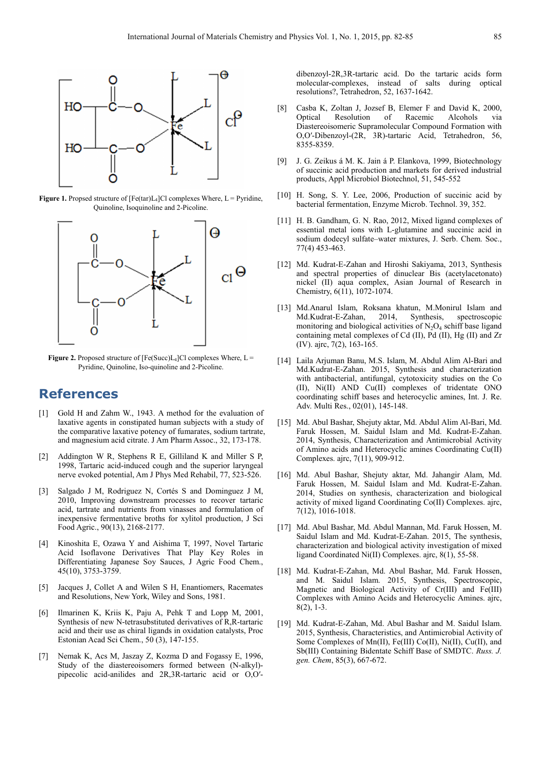Figure 1. Propsed structure of [Fe(tar)$L_4$]Cl complexes Where, L = Pyridine, Quinoline, Isoquinoline and 2-Picoline.

Figure 2. Proposed structure of [Fe(Succ)$L_4$]Cl complexes Where, L = Pyridine, Quinoline, Iso-quinoline and 2-Picoline.

## References

[1] Gold H and Zahm W., 1943. A method for the evaluation of laxative agents in constipated human subjects with a study of the comparative laxative potency of fumarates, sodium tartrate, and magnesium acid citrate. J Am Pharm Assoc., 32, 173-178.

[2] Addington W R, Stephens R E, Gilliland K and Miller S P, 1998, Tartaric acid-induced cough and the superior laryngeal nerve evoked potential, Am J Phys Med Rehabil, 77, 523-526.

[3] Salgado J M, Rodriguez N, Cortés S and Dominguez J M, 2010, Improving downstream processes to recover tartaric acid, tartrate and nutrients from vinasses and formulation of inexpensive fermentative broths for xylitol production, J Sci Food Agric., 90(13), 2168-2177.

[4] Kinoshita E, Ozawa Y and Aishima T, 1997, Novel Tartaric Acid Isoflavone Derivatives That Play Key Roles in Differentiating Japanese Soy Sauces, J Agric Food Chem., 45(10), 3753-3759.

[5] Jacques J, Collet A and Wilen S H, Enantiomers, Racemates and Resolutions, New York, Wiley and Sons, 1981.

[6] Ilmarinen K, Kriis K, Paju A, Pehk T and Lopp M, 2001, Synthesis of new N-tetrasubstituted derivatives of R,R-tartaric acid and their use as chiral ligands in oxidation catalysts, Proc Estonian Acad Sci Chem., 50 (3), 147-155.

[7] Nemak K, Acs M, Jaszay Z, Kozma D and Fogassy E, 1996, Study of the diastereoisomers formed between (N-alkyl)-pipecolic acid-anilides and 2R,3R-tartaric acid or O,O′-dibenzoyl-2R,3R-tartaric acid. Do the tartaric acids form molecular-complexes, instead of salts during optical resolutions?, Tetrahedron, 52, 1637-1642.

[8] Casba K, Zoltan J, Jozsef B, Elemer F and David K, 2000, Optical Resolution of Racemic Alcohols via Diastereoisomeric Supramolecular Compound Formation with O,O′-Dibenzoyl-(2R, 3R)-tartaric Acid, Tetrahedron, 56, 8355-8359.

[9] J. G. Zeikus á M. K. Jain á P. Elankova, 1999, Biotechnology of succinic acid production and markets for derived industrial products, Appl Microbiol Biotechnol, 51, 545-552

[10] H. Song, S. Y. Lee, 2006, Production of succinic acid by bacterial fermentation, Enzyme Microb. Technol. 39, 352.

[11] H. B. Gandham, G. N. Rao, 2012, Mixed ligand complexes of essential metal ions with L-glutamine and succinic acid in sodium dodecyl sulfate–water mixtures, J. Serb. Chem. Soc., 77(4) 453-463.

[12] Md. Kudrat-E-Zahan and Hiroshi Sakiyama, 2013, Synthesis and spectral properties of dinuclear Bis (acetylacetonato) nickel (II) aqua complex, Asian Journal of Research in Chemistry, 6(11), 1072-1074.

[13] Md.Anarul Islam, Roksana khatun, M.Monirul Islam and Md.Kudrat-E-Zahan, 2014, Synthesis, spectroscopic monitoring and biological activities of $N_2O_4$ schiff base ligand containing metal complexes of Cd (II), Pd (II), Hg (II) and Zr (IV). ajrc, 7(2), 163-165.

[14] Laila Arjuman Banu, M.S. Islam, M. Abdul Alim Al-Bari and Md.Kudrat-E-Zahan. 2015, Synthesis and characterization with antibacterial, antifungal, cytotoxicity studies on the Co (II), Ni(II) AND Cu(II) complexes of tridentate ONO coordinating schiff bases and heterocyclic amines, Int. J. Re. Adv. Multi Res., 02(01), 145-148.

[15] Md. Abul Bashar, Shejuty aktar, Md. Abdul Alim Al-Bari, Md. Faruk Hossen, M. Saidul Islam and Md. Kudrat-E-Zahan. 2014, Synthesis, Characterization and Antimicrobial Activity of Amino acids and Heterocyclic amines Coordinating Cu(II) Complexes. ajrc, 7(11), 909-912.

[16] Md. Abul Bashar, Shejuty aktar, Md. Jahangir Alam, Md. Faruk Hossen, M. Saidul Islam and Md. Kudrat-E-Zahan. 2014, Studies on synthesis, characterization and biological activity of mixed ligand Coordinating Co(II) Complexes. ajrc, 7(12), 1016-1018.

[17] Md. Abul Bashar, Md. Abdul Mannan, Md. Faruk Hossen, M. Saidul Islam and Md. Kudrat-E-Zahan. 2015, The synthesis, characterization and biological activity investigation of mixed ligand Coordinated Ni(II) Complexes. ajrc, 8(1), 55-58.

[18] Md. Kudrat-E-Zahan, Md. Abul Bashar, Md. Faruk Hossen, and M. Saidul Islam. 2015, Synthesis, Spectroscopic, Magnetic and Biological Activity of Cr(III) and Fe(III) Complexes with Amino Acids and Heterocyclic Amines. ajrc, 8(2), 1-3.

[19] Md. Kudrat-E-Zahan, Md. Abul Bashar and M. Saidul Islam. 2015, Synthesis, Characteristics, and Antimicrobial Activity of Some Complexes of Mn(II), Fe(III) Co(II), Ni(II), Cu(II), and Sb(III) Containing Bidentate Schiff Base of SMDTC. *Russ. J. gen. Chem*, 85(3), 667-672.